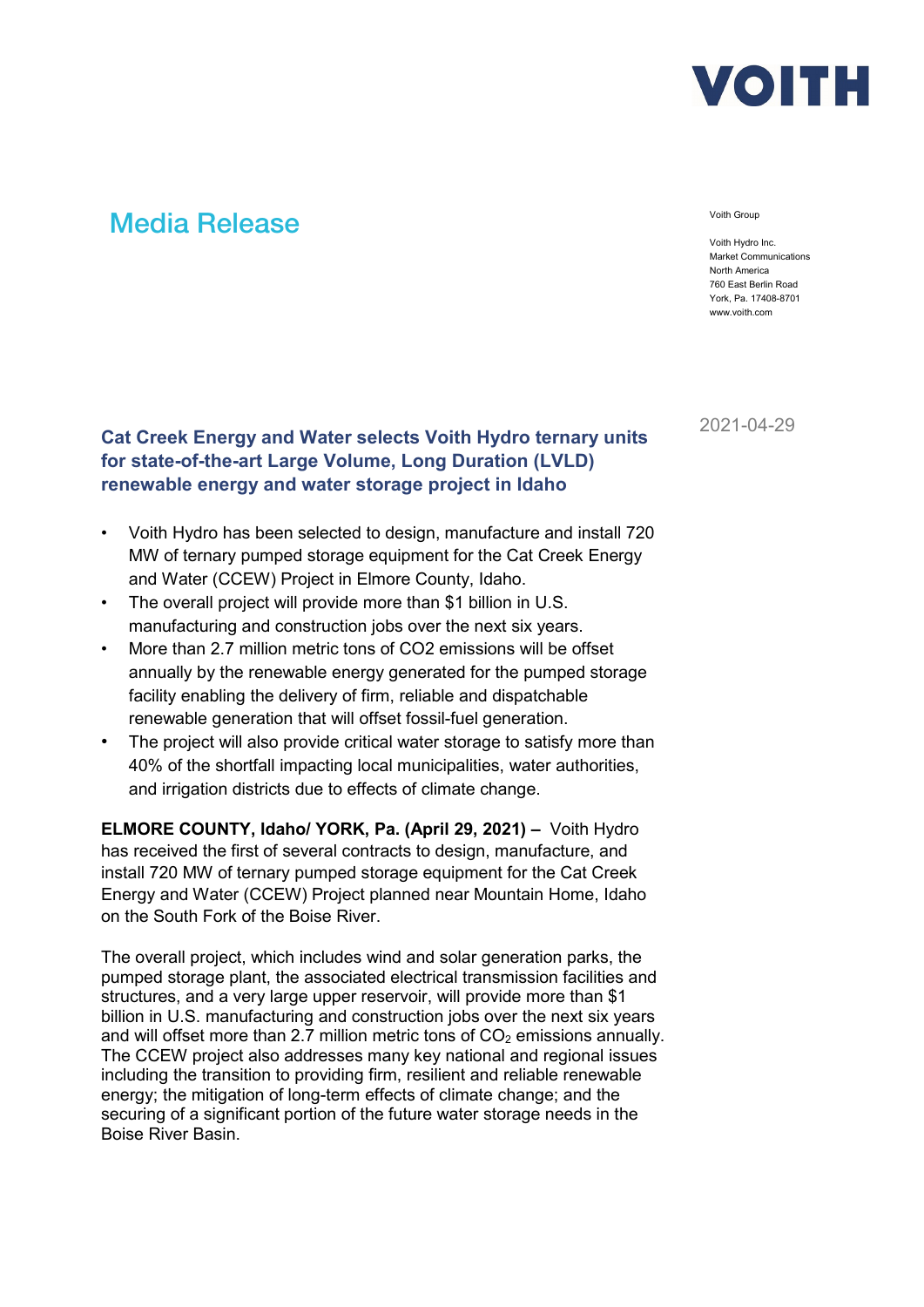VOITH

# Media Release

Voith Group

Voith Hydro Inc.
Market Communications
North America
760 East Berlin Road
York, Pa. 17408-8701
www.voith.com

2021-04-29

## Cat Creek Energy and Water selects Voith Hydro ternary units for state-of-the-art Large Volume, Long Duration (LVLD) renewable energy and water storage project in Idaho

- Voith Hydro has been selected to design, manufacture and install 720 MW of ternary pumped storage equipment for the Cat Creek Energy and Water (CCEW) Project in Elmore County, Idaho.
- The overall project will provide more than $1 billion in U.S. manufacturing and construction jobs over the next six years.
- More than 2.7 million metric tons of CO2 emissions will be offset annually by the renewable energy generated for the pumped storage facility enabling the delivery of firm, reliable and dispatchable renewable generation that will offset fossil-fuel generation.
- The project will also provide critical water storage to satisfy more than 40% of the shortfall impacting local municipalities, water authorities, and irrigation districts due to effects of climate change.

**ELMORE COUNTY, Idaho/ YORK, Pa. (April 29, 2021) –** Voith Hydro has received the first of several contracts to design, manufacture, and install 720 MW of ternary pumped storage equipment for the Cat Creek Energy and Water (CCEW) Project planned near Mountain Home, Idaho on the South Fork of the Boise River.

The overall project, which includes wind and solar generation parks, the pumped storage plant, the associated electrical transmission facilities and structures, and a very large upper reservoir, will provide more than $1 billion in U.S. manufacturing and construction jobs over the next six years and will offset more than 2.7 million metric tons of $CO_2$ emissions annually. The CCEW project also addresses many key national and regional issues including the transition to providing firm, resilient and reliable renewable energy; the mitigation of long-term effects of climate change; and the securing of a significant portion of the future water storage needs in the Boise River Basin.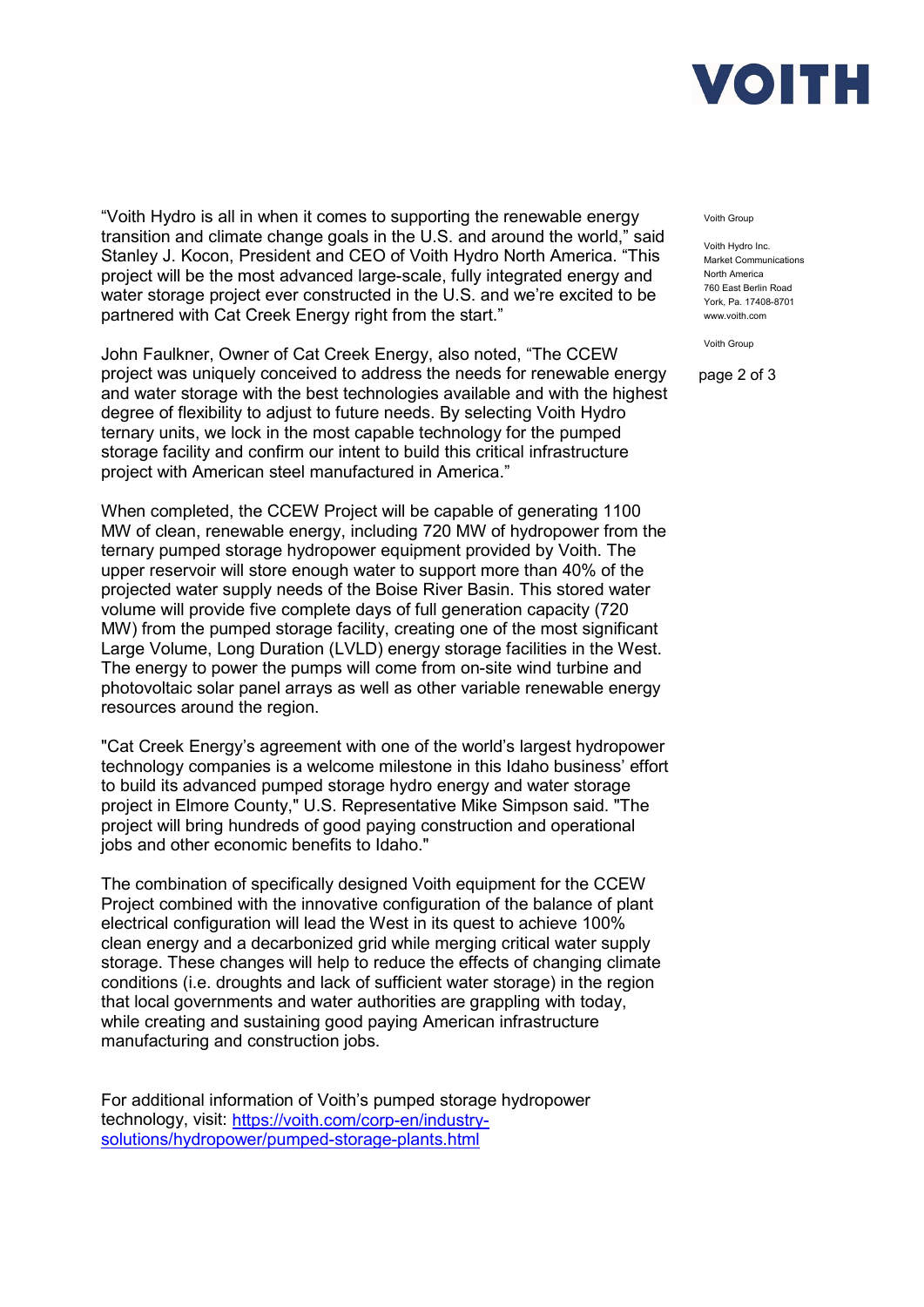"Voith Hydro is all in when it comes to supporting the renewable energy transition and climate change goals in the U.S. and around the world," said Stanley J. Kocon, President and CEO of Voith Hydro North America. "This project will be the most advanced large-scale, fully integrated energy and water storage project ever constructed in the U.S. and we're excited to be partnered with Cat Creek Energy right from the start."

John Faulkner, Owner of Cat Creek Energy, also noted, "The CCEW project was uniquely conceived to address the needs for renewable energy and water storage with the best technologies available and with the highest degree of flexibility to adjust to future needs. By selecting Voith Hydro ternary units, we lock in the most capable technology for the pumped storage facility and confirm our intent to build this critical infrastructure project with American steel manufactured in America."

When completed, the CCEW Project will be capable of generating 1100 MW of clean, renewable energy, including 720 MW of hydropower from the ternary pumped storage hydropower equipment provided by Voith. The upper reservoir will store enough water to support more than 40% of the projected water supply needs of the Boise River Basin. This stored water volume will provide five complete days of full generation capacity (720 MW) from the pumped storage facility, creating one of the most significant Large Volume, Long Duration (LVLD) energy storage facilities in the West. The energy to power the pumps will come from on-site wind turbine and photovoltaic solar panel arrays as well as other variable renewable energy resources around the region.

"Cat Creek Energy's agreement with one of the world's largest hydropower technology companies is a welcome milestone in this Idaho business' effort to build its advanced pumped storage hydro energy and water storage project in Elmore County," U.S. Representative Mike Simpson said. "The project will bring hundreds of good paying construction and operational jobs and other economic benefits to Idaho."

The combination of specifically designed Voith equipment for the CCEW Project combined with the innovative configuration of the balance of plant electrical configuration will lead the West in its quest to achieve 100% clean energy and a decarbonized grid while merging critical water supply storage. These changes will help to reduce the effects of changing climate conditions (i.e. droughts and lack of sufficient water storage) in the region that local governments and water authorities are grappling with today, while creating and sustaining good paying American infrastructure manufacturing and construction jobs.

For additional information of Voith's pumped storage hydropower technology, visit: https://voith.com/corp-en/industry-solutions/hydropower/pumped-storage-plants.html

Voith Group

Voith Hydro Inc.
Market Communications
North America
760 East Berlin Road
York, Pa. 17408-8701
www.voith.com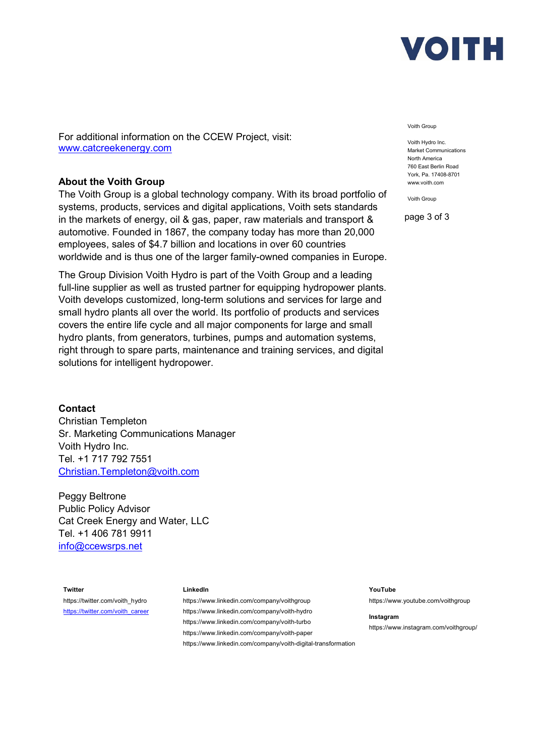For additional information on the CCEW Project, visit:
www.catcreekenergy.com

**About the Voith Group**

The Voith Group is a global technology company. With its broad portfolio of systems, products, services and digital applications, Voith sets standards in the markets of energy, oil & gas, paper, raw materials and transport & automotive. Founded in 1867, the company today has more than 20,000 employees, sales of $4.7 billion and locations in over 60 countries worldwide and is thus one of the larger family-owned companies in Europe.

The Group Division Voith Hydro is part of the Voith Group and a leading full-line supplier as well as trusted partner for equipping hydropower plants. Voith develops customized, long-term solutions and services for large and small hydro plants all over the world. Its portfolio of products and services covers the entire life cycle and all major components for large and small hydro plants, from generators, turbines, pumps and automation systems, right through to spare parts, maintenance and training services, and digital solutions for intelligent hydropower.

**Contact**

Christian Templeton
Sr. Marketing Communications Manager
Voith Hydro Inc.
Tel. +1 717 792 7551
Christian.Templeton@voith.com

Peggy Beltrone
Public Policy Advisor
Cat Creek Energy and Water, LLC
Tel. +1 406 781 9911
info@ccewsrps.net

Voith Group

Voith Hydro Inc.
Market Communications
North America
760 East Berlin Road
York, Pa. 17408-8701
www.voith.com

**Twitter**
https://twitter.com/voith_hydro
https://twitter.com/voith_career

**LinkedIn**
https://www.linkedin.com/company/voithgroup
https://www.linkedin.com/company/voith-hydro
https://www.linkedin.com/company/voith-turbo
https://www.linkedin.com/company/voith-paper
https://www.linkedin.com/company/voith-digital-transformation

**YouTube**
https://www.youtube.com/voithgroup

**Instagram**
https://www.instagram.com/voithgroup/